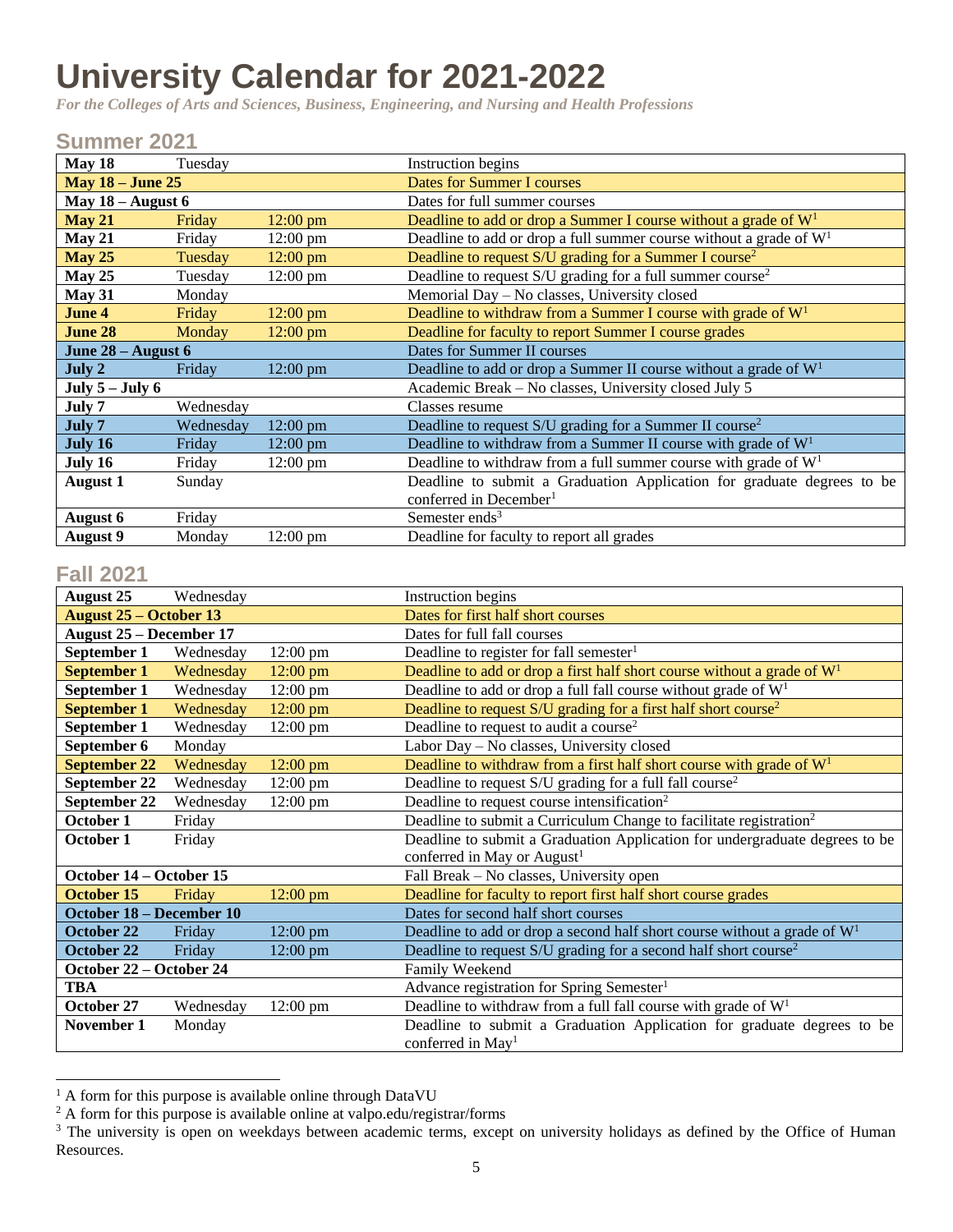# University Calendar for 2021-2022

*For the Colleges of Arts and Sciences, Business, Engineering, and Nursing and Health Professions*

## Summer 2021

| Date | Day | Time | Event |
|---|---|---|---|
| **May 18** | Tuesday | | Instruction begins |
| **May 18 – June 25** | | | Dates for Summer I courses |
| **May 18 – August 6** | | | Dates for full summer courses |
| **May 21** | Friday | 12:00 pm | Deadline to add or drop a Summer I course without a grade of W[1] |
| **May 21** | Friday | 12:00 pm | Deadline to add or drop a full summer course without a grade of W[1] |
| **May 25** | Tuesday | 12:00 pm | Deadline to request S/U grading for a Summer I course[2] |
| **May 25** | Tuesday | 12:00 pm | Deadline to request S/U grading for a full summer course[2] |
| **May 31** | Monday | | Memorial Day – No classes, University closed |
| **June 4** | Friday | 12:00 pm | Deadline to withdraw from a Summer I course with grade of W[1] |
| **June 28** | Monday | 12:00 pm | Deadline for faculty to report Summer I course grades |
| **June 28 – August 6** | | | Dates for Summer II courses |
| **July 2** | Friday | 12:00 pm | Deadline to add or drop a Summer II course without a grade of W[1] |
| **July 5 – July 6** | | | Academic Break – No classes, University closed July 5 |
| **July 7** | Wednesday | | Classes resume |
| **July 7** | Wednesday | 12:00 pm | Deadline to request S/U grading for a Summer II course[2] |
| **July 16** | Friday | 12:00 pm | Deadline to withdraw from a Summer II course with grade of W[1] |
| **July 16** | Friday | 12:00 pm | Deadline to withdraw from a full summer course with grade of W[1] |
| **August 1** | Sunday | | Deadline to submit a Graduation Application for graduate degrees to be conferred in December[1] |
| **August 6** | Friday | | Semester ends[3] |
| **August 9** | Monday | 12:00 pm | Deadline for faculty to report all grades |

## Fall 2021

| Date | Day | Time | Event |
|---|---|---|---|
| **August 25** | Wednesday | | Instruction begins |
| **August 25 – October 13** | | | Dates for first half short courses |
| **August 25 – December 17** | | | Dates for full fall courses |
| **September 1** | Wednesday | 12:00 pm | Deadline to register for fall semester[1] |
| **September 1** | Wednesday | 12:00 pm | Deadline to add or drop a first half short course without a grade of W[1] |
| **September 1** | Wednesday | 12:00 pm | Deadline to add or drop a full fall course without grade of W[1] |
| **September 1** | Wednesday | 12:00 pm | Deadline to request S/U grading for a first half short course[2] |
| **September 1** | Wednesday | 12:00 pm | Deadline to request to audit a course[2] |
| **September 6** | Monday | | Labor Day – No classes, University closed |
| **September 22** | Wednesday | 12:00 pm | Deadline to withdraw from a first half short course with grade of W[1] |
| **September 22** | Wednesday | 12:00 pm | Deadline to request S/U grading for a full fall course[2] |
| **September 22** | Wednesday | 12:00 pm | Deadline to request course intensification[2] |
| **October 1** | Friday | | Deadline to submit a Curriculum Change to facilitate registration[2] |
| **October 1** | Friday | | Deadline to submit a Graduation Application for undergraduate degrees to be conferred in May or August[1] |
| **October 14 – October 15** | | | Fall Break – No classes, University open |
| **October 15** | Friday | 12:00 pm | Deadline for faculty to report first half short course grades |
| **October 18 – December 10** | | | Dates for second half short courses |
| **October 22** | Friday | 12:00 pm | Deadline to add or drop a second half short course without a grade of W[1] |
| **October 22** | Friday | 12:00 pm | Deadline to request S/U grading for a second half short course[2] |
| **October 22 – October 24** | | | Family Weekend |
| **TBA** | | | Advance registration for Spring Semester[1] |
| **October 27** | Wednesday | 12:00 pm | Deadline to withdraw from a full fall course with grade of W[1] |
| **November 1** | Monday | | Deadline to submit a Graduation Application for graduate degrees to be conferred in May[1] |

[1] A form for this purpose is available online through DataVU

[2] A form for this purpose is available online at valpo.edu/registrar/forms

[3] The university is open on weekdays between academic terms, except on university holidays as defined by the Office of Human Resources.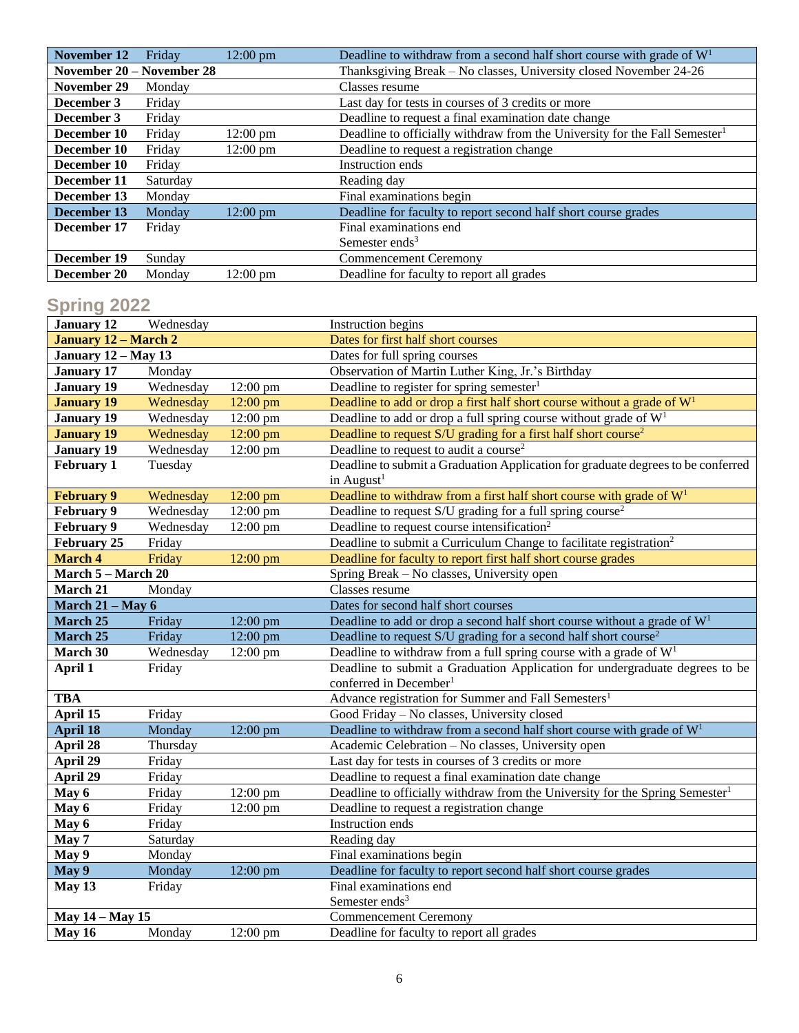| | | | |
|---|---|---|---|
| **November 12** | Friday | 12:00 pm | Deadline to withdraw from a second half short course with grade of W[1] |
| **November 20 – November 28** | | | Thanksgiving Break – No classes, University closed November 24-26 |
| **November 29** | Monday | | Classes resume |
| **December 3** | Friday | | Last day for tests in courses of 3 credits or more |
| **December 3** | Friday | | Deadline to request a final examination date change |
| **December 10** | Friday | 12:00 pm | Deadline to officially withdraw from the University for the Fall Semester[1] |
| **December 10** | Friday | 12:00 pm | Deadline to request a registration change |
| **December 10** | Friday | | Instruction ends |
| **December 11** | Saturday | | Reading day |
| **December 13** | Monday | | Final examinations begin |
| **December 13** | Monday | 12:00 pm | Deadline for faculty to report second half short course grades |
| **December 17** | Friday | | Final examinations end<br>Semester ends[3] |
| **December 19** | Sunday | | Commencement Ceremony |
| **December 20** | Monday | 12:00 pm | Deadline for faculty to report all grades |

## Spring 2022

| | | | |
|---|---|---|---|
| **January 12** | Wednesday | | Instruction begins |
| **January 12 – March 2** | | | Dates for first half short courses |
| **January 12 – May 13** | | | Dates for full spring courses |
| **January 17** | Monday | | Observation of Martin Luther King, Jr.'s Birthday |
| **January 19** | Wednesday | 12:00 pm | Deadline to register for spring semester[1] |
| **January 19** | Wednesday | 12:00 pm | Deadline to add or drop a first half short course without a grade of W[1] |
| **January 19** | Wednesday | 12:00 pm | Deadline to add or drop a full spring course without grade of W[1] |
| **January 19** | Wednesday | 12:00 pm | Deadline to request S/U grading for a first half short course[2] |
| **January 19** | Wednesday | 12:00 pm | Deadline to request to audit a course[2] |
| **February 1** | Tuesday | | Deadline to submit a Graduation Application for graduate degrees to be conferred in August[1] |
| **February 9** | Wednesday | 12:00 pm | Deadline to withdraw from a first half short course with grade of W[1] |
| **February 9** | Wednesday | 12:00 pm | Deadline to request S/U grading for a full spring course[2] |
| **February 9** | Wednesday | 12:00 pm | Deadline to request course intensification[2] |
| **February 25** | Friday | | Deadline to submit a Curriculum Change to facilitate registration[2] |
| **March 4** | Friday | 12:00 pm | Deadline for faculty to report first half short course grades |
| **March 5 – March 20** | | | Spring Break – No classes, University open |
| **March 21** | Monday | | Classes resume |
| **March 21 – May 6** | | | Dates for second half short courses |
| **March 25** | Friday | 12:00 pm | Deadline to add or drop a second half short course without a grade of W[1] |
| **March 25** | Friday | 12:00 pm | Deadline to request S/U grading for a second half short course[2] |
| **March 30** | Wednesday | 12:00 pm | Deadline to withdraw from a full spring course with a grade of W[1] |
| **April 1** | Friday | | Deadline to submit a Graduation Application for undergraduate degrees to be conferred in December[1] |
| **TBA** | | | Advance registration for Summer and Fall Semesters[1] |
| **April 15** | Friday | | Good Friday – No classes, University closed |
| **April 18** | Monday | 12:00 pm | Deadline to withdraw from a second half short course with grade of W[1] |
| **April 28** | Thursday | | Academic Celebration – No classes, University open |
| **April 29** | Friday | | Last day for tests in courses of 3 credits or more |
| **April 29** | Friday | | Deadline to request a final examination date change |
| **May 6** | Friday | 12:00 pm | Deadline to officially withdraw from the University for the Spring Semester[1] |
| **May 6** | Friday | 12:00 pm | Deadline to request a registration change |
| **May 6** | Friday | | Instruction ends |
| **May 7** | Saturday | | Reading day |
| **May 9** | Monday | | Final examinations begin |
| **May 9** | Monday | 12:00 pm | Deadline for faculty to report second half short course grades |
| **May 13** | Friday | | Final examinations end<br>Semester ends[3] |
| **May 14 – May 15** | | | Commencement Ceremony |
| **May 16** | Monday | 12:00 pm | Deadline for faculty to report all grades |